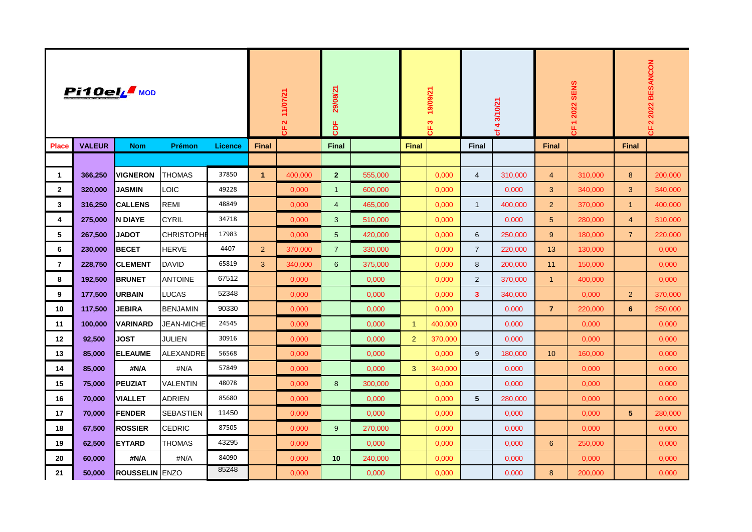| Pi10el MOD | | | | | CF 2 11/07/21 | | CDF 29/08/21 | | CF 3 19/09/21 | | cf 4 3/10/21 | | CF 1 2022 SENS | | CF 2 2022 BESANCON | |
|---|---|---|---|---|---|---|---|---|---|---|---|---|---|---|---|---|
| **Place** | **VALEUR** | **Nom** | **Prémon** | **Licence** | **Final** | | **Final** | | **Final** | | **Final** | | **Final** | | **Final** | |
| | | | | | | | | | | | | | | | | |
| **1** | **366,250** | **VIGNERON** | THOMAS | 37850 | **1** | 400,000 | **2** | 555,000 | | 0,000 | 4 | 310,000 | 4 | 310,000 | 8 | 200,000 |
| **2** | **320,000** | **JASMIN** | LOIC | 49228 | | 0,000 | 1 | 600,000 | | 0,000 | | 0,000 | 3 | 340,000 | 3 | 340,000 |
| **3** | **316,250** | **CALLENS** | REMI | 48849 | | 0,000 | 4 | 465,000 | | 0,000 | 1 | 400,000 | 2 | 370,000 | 1 | 400,000 |
| **4** | **275,000** | **N DIAYE** | CYRIL | 34718 | | 0,000 | 3 | 510,000 | | 0,000 | | 0,000 | 5 | 280,000 | 4 | 310,000 |
| **5** | **267,500** | **JADOT** | CHRISTOPHE | 17983 | | 0,000 | 5 | 420,000 | | 0,000 | 6 | 250,000 | 9 | 180,000 | 7 | 220,000 |
| **6** | **230,000** | **BECET** | HERVE | 4407 | 2 | 370,000 | 7 | 330,000 | | 0,000 | 7 | 220,000 | 13 | 130,000 | | 0,000 |
| **7** | **228,750** | **CLEMENT** | DAVID | 65819 | 3 | 340,000 | 6 | 375,000 | | 0,000 | 8 | 200,000 | 11 | 150,000 | | 0,000 |
| **8** | **192,500** | **BRUNET** | ANTOINE | 67512 | | 0,000 | | 0,000 | | 0,000 | 2 | 370,000 | 1 | 400,000 | | 0,000 |
| **9** | **177,500** | **URBAIN** | LUCAS | 52348 | | 0,000 | | 0,000 | | 0,000 | **3** | 340,000 | | 0,000 | 2 | 370,000 |
| **10** | **117,500** | **JEBIRA** | BENJAMIN | 90330 | | 0,000 | | 0,000 | | 0,000 | | 0,000 | **7** | 220,000 | **6** | 250,000 |
| **11** | **100,000** | **VARINARD** | JEAN-MICHE | 24545 | | 0,000 | | 0,000 | 1 | 400,000 | | 0,000 | | 0,000 | | 0,000 |
| **12** | **92,500** | **JOST** | JULIEN | 30916 | | 0,000 | | 0,000 | 2 | 370,000 | | 0,000 | | 0,000 | | 0,000 |
| **13** | **85,000** | **ELEAUME** | ALEXANDRE | 56568 | | 0,000 | | 0,000 | | 0,000 | 9 | 180,000 | 10 | 160,000 | | 0,000 |
| **14** | **85,000** | **#N/A** | #N/A | 57849 | | 0,000 | | 0,000 | 3 | 340,000 | | 0,000 | | 0,000 | | 0,000 |
| **15** | **75,000** | **PEUZIAT** | VALENTIN | 48078 | | 0,000 | 8 | 300,000 | | 0,000 | | 0,000 | | 0,000 | | 0,000 |
| **16** | **70,000** | **VIALLET** | ADRIEN | 85680 | | 0,000 | | 0,000 | | 0,000 | **5** | 280,000 | | 0,000 | | 0,000 |
| **17** | **70,000** | **FENDER** | SEBASTIEN | 11450 | | 0,000 | | 0,000 | | 0,000 | | 0,000 | | 0,000 | **5** | 280,000 |
| **18** | **67,500** | **ROSSIER** | CEDRIC | 87505 | | 0,000 | 9 | 270,000 | | 0,000 | | 0,000 | | 0,000 | | 0,000 |
| **19** | **62,500** | **EYTARD** | THOMAS | 43295 | | 0,000 | | 0,000 | | 0,000 | | 0,000 | 6 | 250,000 | | 0,000 |
| **20** | **60,000** | **#N/A** | #N/A | 84090 | | 0,000 | **10** | 240,000 | | 0,000 | | 0,000 | | 0,000 | | 0,000 |
| **21** | **50,000** | **ROUSSELIN** | ENZO | 85248 | | 0,000 | | 0,000 | | 0,000 | | 0,000 | 8 | 200,000 | | 0,000 |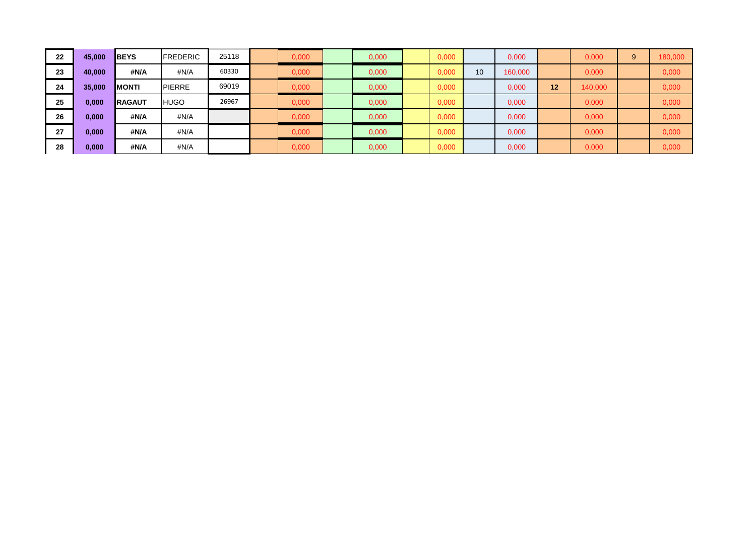| | | | | | | | | | | | | | | | | |
|---|---|---|---|---|---|---|---|---|---|---|---|---|---|---|---|---|
| **22** | **45,000** | **BEYS** | FREDERIC | 25118 | | 0,000 | | 0,000 | | 0,000 | | 0,000 | | 0,000 | 9 | 180,000 |
| **23** | **40,000** | **#N/A** | #N/A | 60330 | | 0,000 | | 0,000 | | 0,000 | 10 | 160,000 | | 0,000 | | 0,000 |
| **24** | **35,000** | **MONTI** | PIERRE | 69019 | | 0,000 | | 0,000 | | 0,000 | | 0,000 | **12** | 140,000 | | 0,000 |
| **25** | **0,000** | **RAGAUT** | HUGO | 26967 | | 0,000 | | 0,000 | | 0,000 | | 0,000 | | 0,000 | | 0,000 |
| **26** | **0,000** | **#N/A** | #N/A | | | 0,000 | | 0,000 | | 0,000 | | 0,000 | | 0,000 | | 0,000 |
| **27** | **0,000** | **#N/A** | #N/A | | | 0,000 | | 0,000 | | 0,000 | | 0,000 | | 0,000 | | 0,000 |
| **28** | **0,000** | **#N/A** | #N/A | | | 0,000 | | 0,000 | | 0,000 | | 0,000 | | 0,000 | | 0,000 |